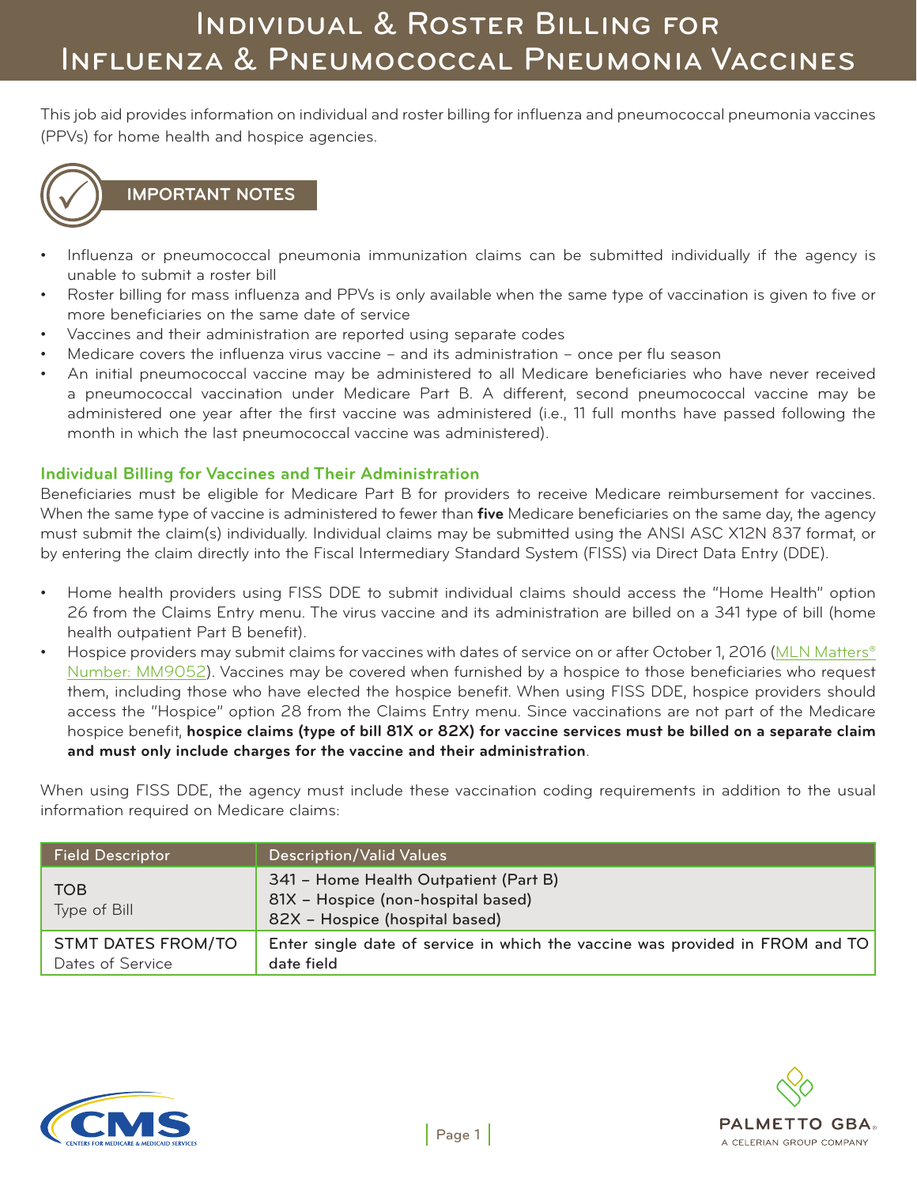# Individual & Roster Billing for Influenza & Pneumococcal Pneumonia Vaccines

This job aid provides information on individual and roster billing for influenza and pneumococcal pneumonia vaccines (PPVs) for home health and hospice agencies.

## IMPORTANT NOTES

- Influenza or pneumococcal pneumonia immunization claims can be submitted individually if the agency is unable to submit a roster bill
- Roster billing for mass influenza and PPVs is only available when the same type of vaccination is given to five or more beneficiaries on the same date of service
- Vaccines and their administration are reported using separate codes
- Medicare covers the influenza virus vaccine – and its administration – once per flu season
- An initial pneumococcal vaccine may be administered to all Medicare beneficiaries who have never received a pneumococcal vaccination under Medicare Part B. A different, second pneumococcal vaccine may be administered one year after the first vaccine was administered (i.e., 11 full months have passed following the month in which the last pneumococcal vaccine was administered).

### Individual Billing for Vaccines and Their Administration

Beneficiaries must be eligible for Medicare Part B for providers to receive Medicare reimbursement for vaccines. When the same type of vaccine is administered to fewer than **five** Medicare beneficiaries on the same day, the agency must submit the claim(s) individually. Individual claims may be submitted using the ANSI ASC X12N 837 format, or by entering the claim directly into the Fiscal Intermediary Standard System (FISS) via Direct Data Entry (DDE).

- Home health providers using FISS DDE to submit individual claims should access the "Home Health" option 26 from the Claims Entry menu. The virus vaccine and its administration are billed on a 341 type of bill (home health outpatient Part B benefit).
- Hospice providers may submit claims for vaccines with dates of service on or after October 1, 2016 (MLN Matters® Number: MM9052). Vaccines may be covered when furnished by a hospice to those beneficiaries who request them, including those who have elected the hospice benefit. When using FISS DDE, hospice providers should access the "Hospice" option 28 from the Claims Entry menu. Since vaccinations are not part of the Medicare hospice benefit, **hospice claims (type of bill 81X or 82X) for vaccine services must be billed on a separate claim and must only include charges for the vaccine and their administration**.

When using FISS DDE, the agency must include these vaccination coding requirements in addition to the usual information required on Medicare claims:

| Field Descriptor | Description/Valid Values |
|---|---|
| TOB<br>Type of Bill | 341 – Home Health Outpatient (Part B)<br>81X – Hospice (non-hospital based)<br>82X – Hospice (hospital based) |
| STMT DATES FROM/TO<br>Dates of Service | Enter single date of service in which the vaccine was provided in FROM and TO date field |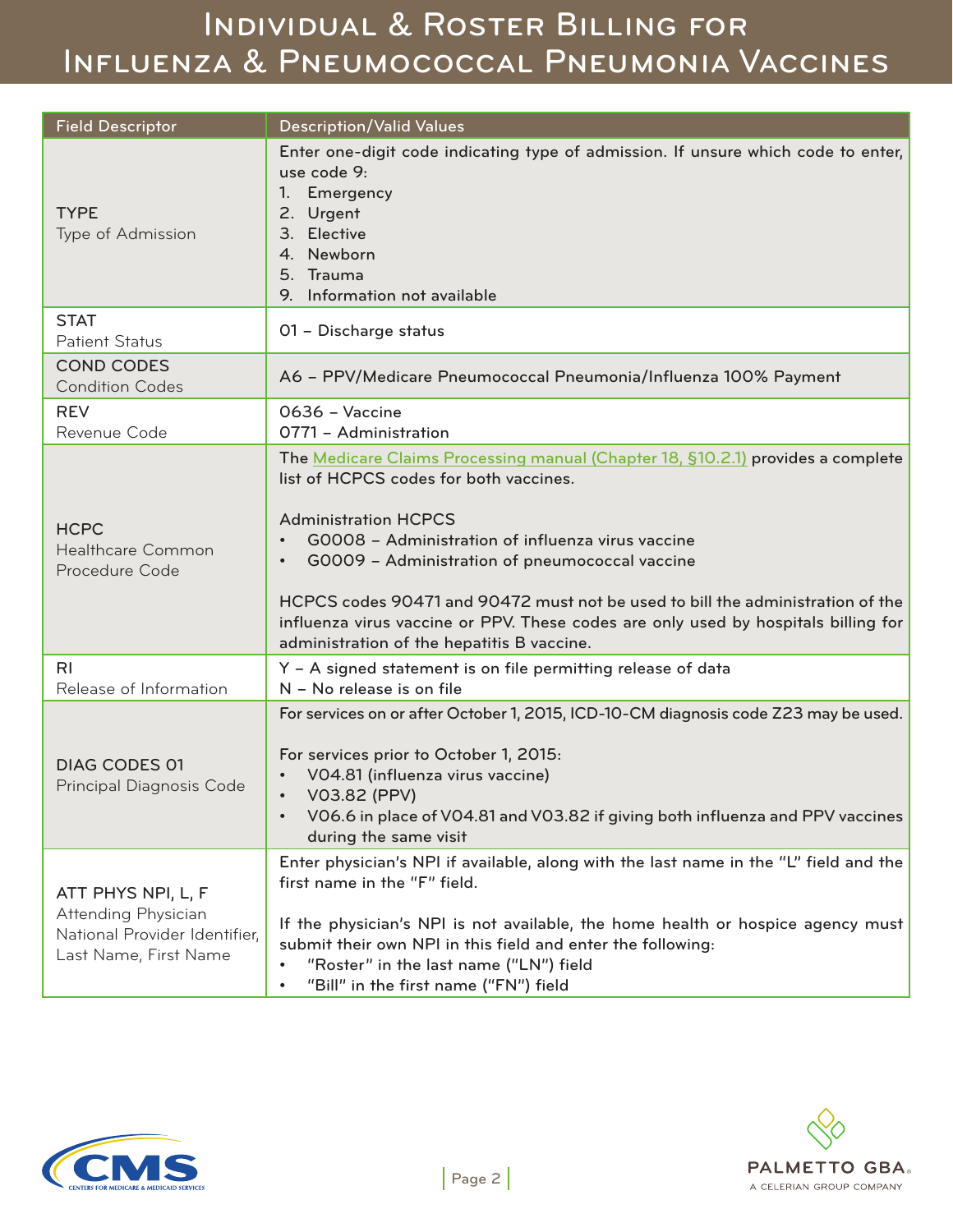# Individual & Roster Billing for Influenza & Pneumococcal Pneumonia Vaccines

| Field Descriptor | Description/Valid Values |
|---|---|
| TYPE<br>Type of Admission | Enter one-digit code indicating type of admission. If unsure which code to enter, use code 9:<br>1. Emergency<br>2. Urgent<br>3. Elective<br>4. Newborn<br>5. Trauma<br>9. Information not available |
| STAT<br>Patient Status | 01 – Discharge status |
| COND CODES<br>Condition Codes | A6 – PPV/Medicare Pneumococcal Pneumonia/Influenza 100% Payment |
| REV<br>Revenue Code | 0636 – Vaccine<br>0771 – Administration |
| HCPC<br>Healthcare Common Procedure Code | The Medicare Claims Processing manual (Chapter 18, §10.2.1) provides a complete list of HCPCS codes for both vaccines.<br><br>Administration HCPCS<br>• G0008 – Administration of influenza virus vaccine<br>• G0009 – Administration of pneumococcal vaccine<br><br>HCPCS codes 90471 and 90472 must not be used to bill the administration of the influenza virus vaccine or PPV. These codes are only used by hospitals billing for administration of the hepatitis B vaccine. |
| RI<br>Release of Information | Y – A signed statement is on file permitting release of data<br>N – No release is on file |
| DIAG CODES 01<br>Principal Diagnosis Code | For services on or after October 1, 2015, ICD-10-CM diagnosis code Z23 may be used.<br><br>For services prior to October 1, 2015:<br>• V04.81 (influenza virus vaccine)<br>• V03.82 (PPV)<br>• V06.6 in place of V04.81 and V03.82 if giving both influenza and PPV vaccines during the same visit |
| ATT PHYS NPI, L, F<br>Attending Physician National Provider Identifier, Last Name, First Name | Enter physician's NPI if available, along with the last name in the "L" field and the first name in the "F" field.<br><br>If the physician's NPI is not available, the home health or hospice agency must submit their own NPI in this field and enter the following:<br>• "Roster" in the last name ("LN") field<br>• "Bill" in the first name ("FN") field |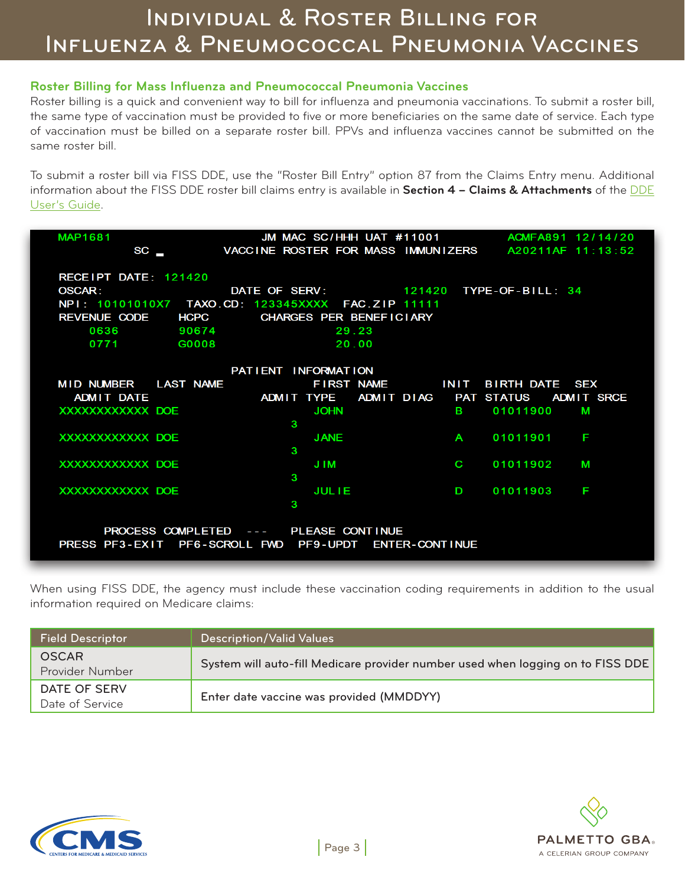## Roster Billing for Mass Influenza and Pneumococcal Pneumonia Vaccines

Roster billing is a quick and convenient way to bill for influenza and pneumonia vaccinations. To submit a roster bill, the same type of vaccination must be provided to five or more beneficiaries on the same date of service. Each type of vaccination must be billed on a separate roster bill. PPVs and influenza vaccines cannot be submitted on the same roster bill.

To submit a roster bill via FISS DDE, use the "Roster Bill Entry" option 87 from the Claims Entry menu. Additional information about the FISS DDE roster bill claims entry is available in **Section 4 – Claims & Attachments** of the DDE User's Guide.

```
MAP1681                    JM MAC SC/HHH UAT #11001           ACMFA891  12/14/20
          SC _          VACCINE ROSTER FOR MASS IMMUNIZERS    A20211AF  11:13:52

RECEIPT DATE: 121420
OSCAR:                     DATE OF SERV:           121420  TYPE-OF-BILL: 34
NPI: 10101010X7   TAXO.CD: 123345XXXX   FAC.ZIP 11111
REVENUE CODE      HCPC        CHARGES PER BENEFICIARY
    0636          90674                29.23
    0771          G0008                20.00

                         PATIENT INFORMATION
MID NUMBER    LAST NAME               FIRST NAME         INIT   BIRTH DATE   SEX
  ADMIT DATE                 ADMIT TYPE   ADMIT DIAG    PAT STATUS    ADMIT SRCE
XXXXXXXXXXXX DOE                      JOHN               B      01011900     M
                                  3
XXXXXXXXXXXX DOE                      JANE               A      01011901     F
                                  3
XXXXXXXXXXXX DOE                      JIM                C      01011902     M
                                  3
XXXXXXXXXXXX DOE                      JULIE              D      01011903     F
                                  3

      PROCESS COMPLETED   ---   PLEASE CONTINUE
PRESS PF3-EXIT   PF6-SCROLL FWD   PF9-UPDT   ENTER-CONTINUE
```

When using FISS DDE, the agency must include these vaccination coding requirements in addition to the usual information required on Medicare claims:

| Field Descriptor | Description/Valid Values |
| --- | --- |
| OSCAR<br>Provider Number | System will auto-fill Medicare provider number used when logging on to FISS DDE |
| DATE OF SERV<br>Date of Service | Enter date vaccine was provided (MMDDYY) |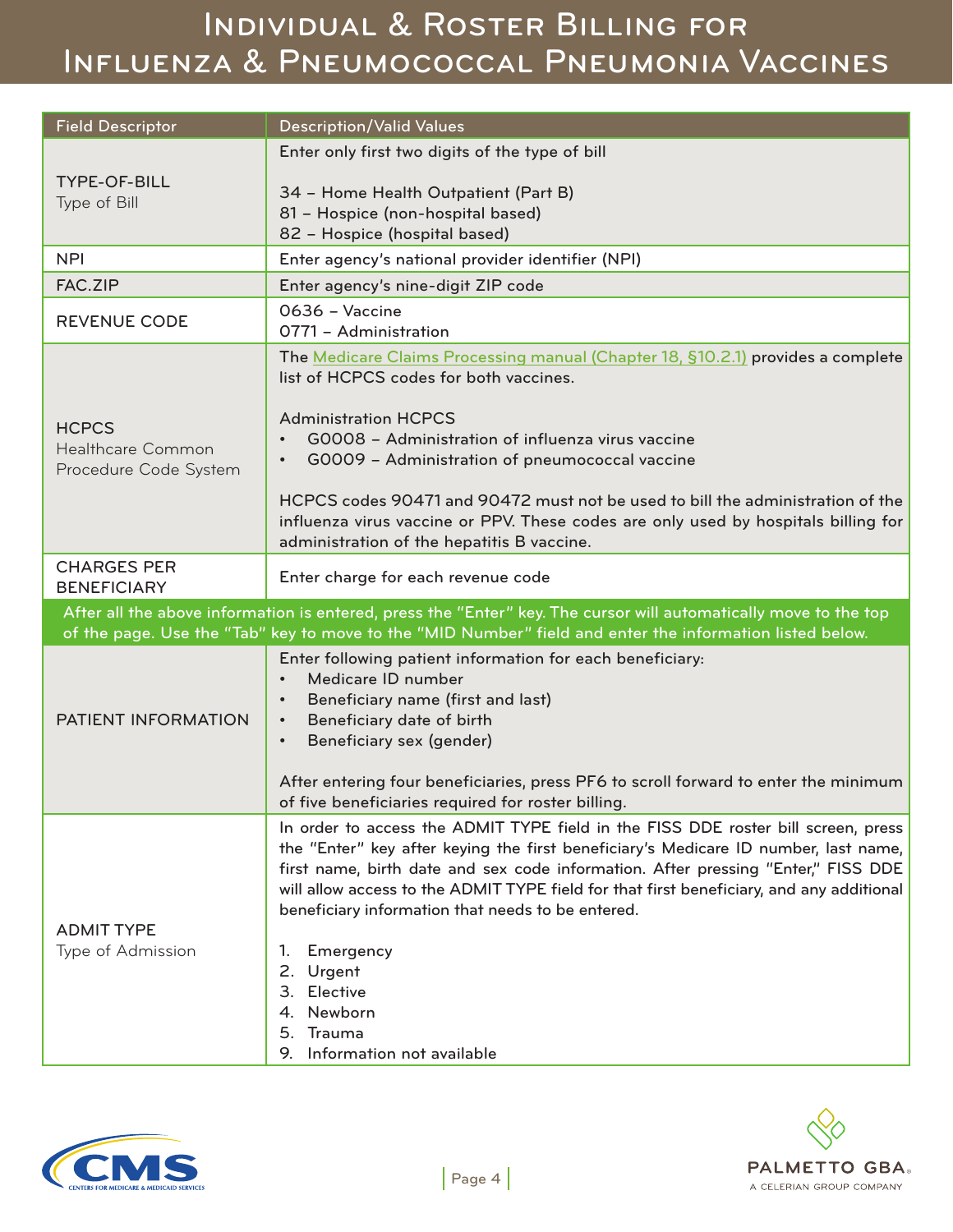# Individual & Roster Billing for Influenza & Pneumococcal Pneumonia Vaccines

| Field Descriptor | Description/Valid Values |
|---|---|
| TYPE-OF-BILL<br>Type of Bill | Enter only first two digits of the type of bill<br><br>34 – Home Health Outpatient (Part B)<br>81 – Hospice (non-hospital based)<br>82 – Hospice (hospital based) |
| NPI | Enter agency's national provider identifier (NPI) |
| FAC.ZIP | Enter agency's nine-digit ZIP code |
| REVENUE CODE | 0636 – Vaccine<br>0771 – Administration |
| HCPCS<br>Healthcare Common Procedure Code System | The Medicare Claims Processing manual (Chapter 18, §10.2.1) provides a complete list of HCPCS codes for both vaccines.<br><br>Administration HCPCS<br>• G0008 – Administration of influenza virus vaccine<br>• G0009 – Administration of pneumococcal vaccine<br><br>HCPCS codes 90471 and 90472 must not be used to bill the administration of the influenza virus vaccine or PPV. These codes are only used by hospitals billing for administration of the hepatitis B vaccine. |
| CHARGES PER BENEFICIARY | Enter charge for each revenue code |
| After all the above information is entered, press the "Enter" key. The cursor will automatically move to the top of the page. Use the "Tab" key to move to the "MID Number" field and enter the information listed below. | |
| PATIENT INFORMATION | Enter following patient information for each beneficiary:<br>• Medicare ID number<br>• Beneficiary name (first and last)<br>• Beneficiary date of birth<br>• Beneficiary sex (gender)<br><br>After entering four beneficiaries, press PF6 to scroll forward to enter the minimum of five beneficiaries required for roster billing. |
| ADMIT TYPE<br>Type of Admission | In order to access the ADMIT TYPE field in the FISS DDE roster bill screen, press the "Enter" key after keying the first beneficiary's Medicare ID number, last name, first name, birth date and sex code information. After pressing "Enter," FISS DDE will allow access to the ADMIT TYPE field for that first beneficiary, and any additional beneficiary information that needs to be entered.<br><br>1. Emergency<br>2. Urgent<br>3. Elective<br>4. Newborn<br>5. Trauma<br>9. Information not available |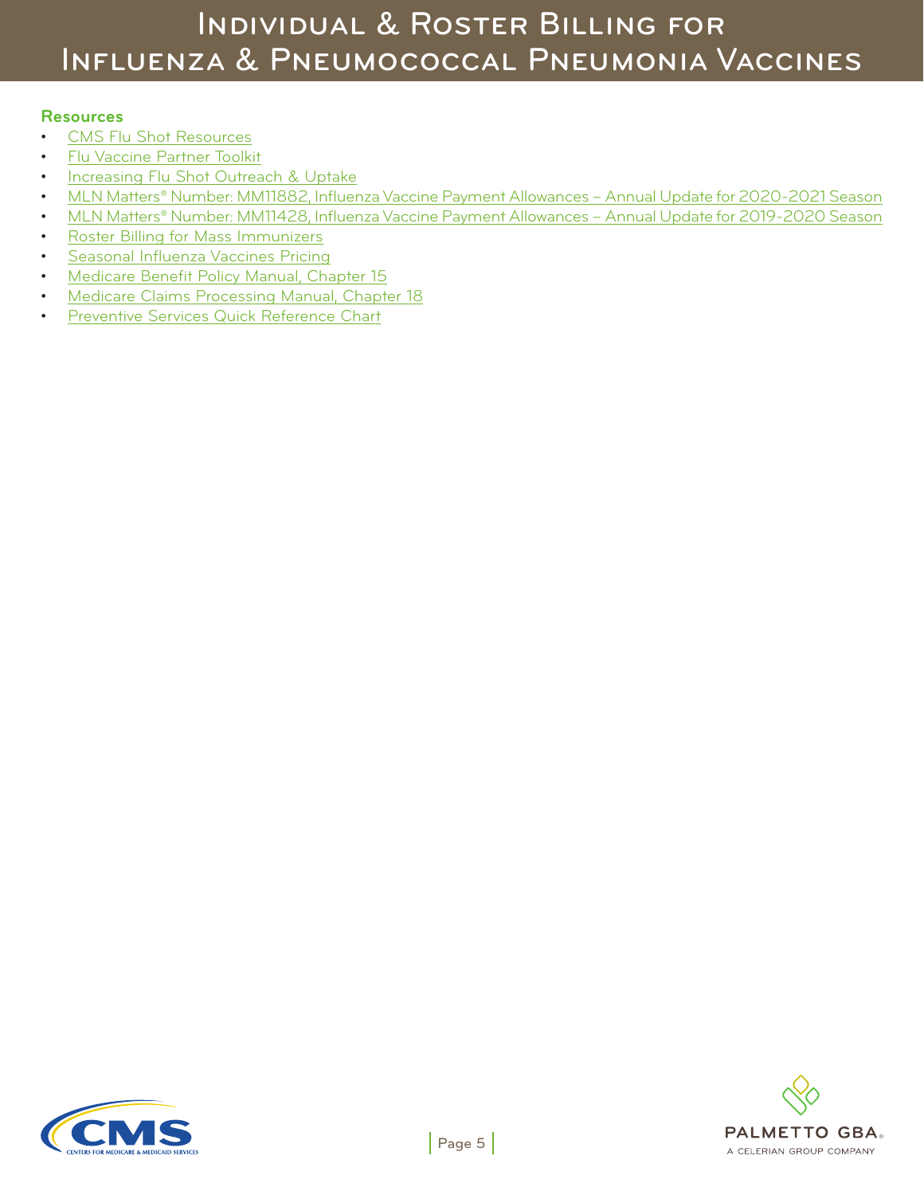### Resources

- CMS Flu Shot Resources
- Flu Vaccine Partner Toolkit
- Increasing Flu Shot Outreach & Uptake
- MLN Matters® Number: MM11882, Influenza Vaccine Payment Allowances – Annual Update for 2020-2021 Season
- MLN Matters® Number: MM11428, Influenza Vaccine Payment Allowances – Annual Update for 2019-2020 Season
- Roster Billing for Mass Immunizers
- Seasonal Influenza Vaccines Pricing
- Medicare Benefit Policy Manual, Chapter 15
- Medicare Claims Processing Manual, Chapter 18
- Preventive Services Quick Reference Chart